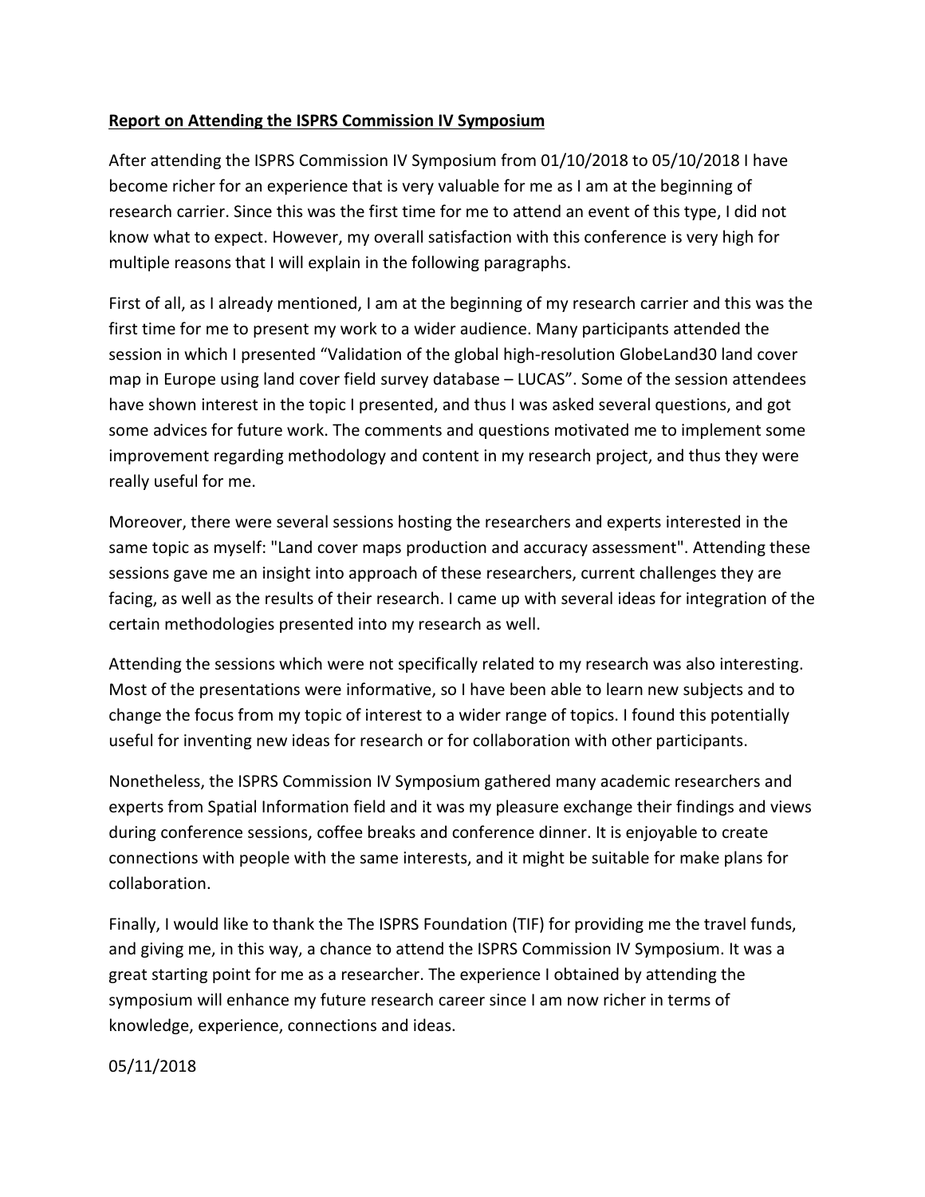**Report on Attending the ISPRS Commission IV Symposium**

After attending the ISPRS Commission IV Symposium from 01/10/2018 to 05/10/2018 I have become richer for an experience that is very valuable for me as I am at the beginning of research carrier. Since this was the first time for me to attend an event of this type, I did not know what to expect. However, my overall satisfaction with this conference is very high for multiple reasons that I will explain in the following paragraphs.

First of all, as I already mentioned, I am at the beginning of my research carrier and this was the first time for me to present my work to a wider audience. Many participants attended the session in which I presented "Validation of the global high-resolution GlobeLand30 land cover map in Europe using land cover field survey database – LUCAS". Some of the session attendees have shown interest in the topic I presented, and thus I was asked several questions, and got some advices for future work. The comments and questions motivated me to implement some improvement regarding methodology and content in my research project, and thus they were really useful for me.

Moreover, there were several sessions hosting the researchers and experts interested in the same topic as myself: "Land cover maps production and accuracy assessment". Attending these sessions gave me an insight into approach of these researchers, current challenges they are facing, as well as the results of their research. I came up with several ideas for integration of the certain methodologies presented into my research as well.

Attending the sessions which were not specifically related to my research was also interesting. Most of the presentations were informative, so I have been able to learn new subjects and to change the focus from my topic of interest to a wider range of topics. I found this potentially useful for inventing new ideas for research or for collaboration with other participants.

Nonetheless, the ISPRS Commission IV Symposium gathered many academic researchers and experts from Spatial Information field and it was my pleasure exchange their findings and views during conference sessions, coffee breaks and conference dinner. It is enjoyable to create connections with people with the same interests, and it might be suitable for make plans for collaboration.

Finally, I would like to thank the The ISPRS Foundation (TIF) for providing me the travel funds, and giving me, in this way, a chance to attend the ISPRS Commission IV Symposium. It was a great starting point for me as a researcher. The experience I obtained by attending the symposium will enhance my future research career since I am now richer in terms of knowledge, experience, connections and ideas.

05/11/2018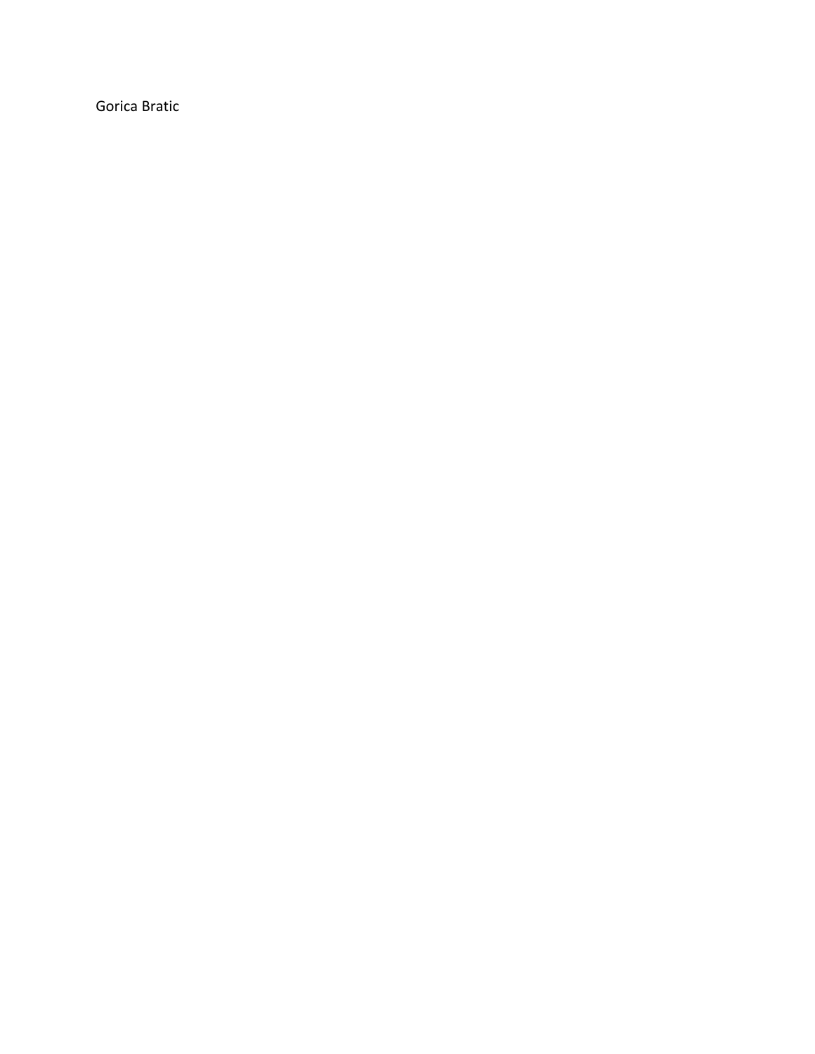Gorica Bratic